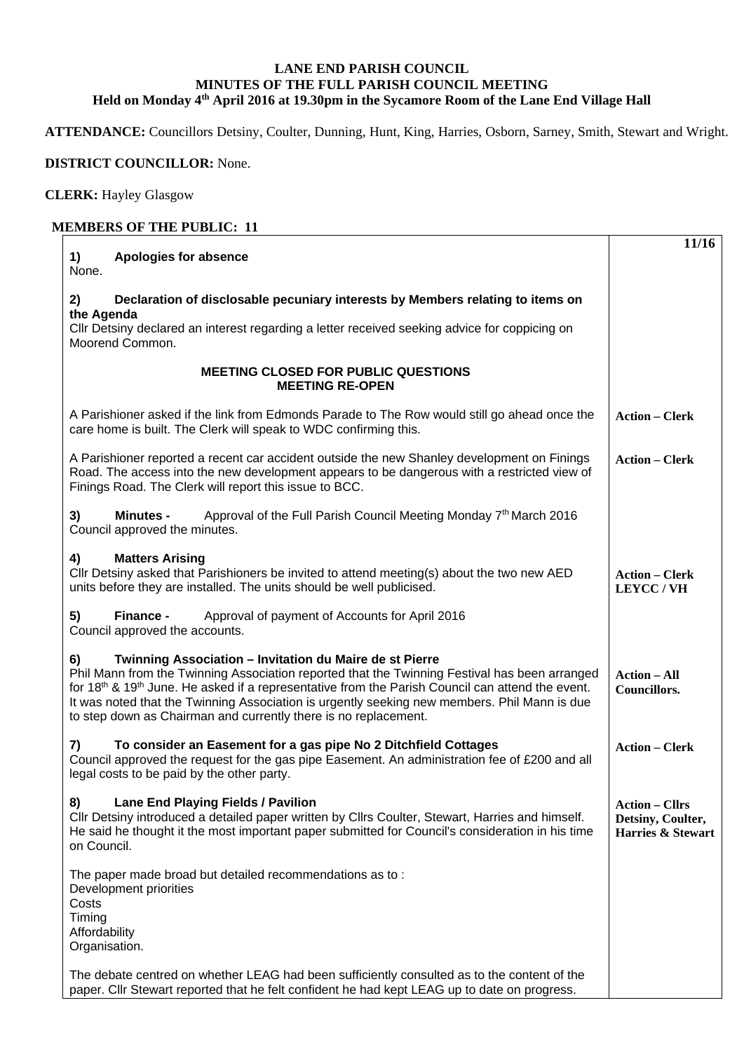# LANE END PARISH COUNCIL
## MINUTES OF THE FULL PARISH COUNCIL MEETING
### Held on Monday 4th April 2016 at 19.30pm in the Sycamore Room of the Lane End Village Hall

**ATTENDANCE:** Councillors Detsiny, Coulter, Dunning, Hunt, King, Harries, Osborn, Sarney, Smith, Stewart and Wright.

**DISTRICT COUNCILLOR:** None.

**CLERK:** Hayley Glasgow

**MEMBERS OF THE PUBLIC: 11**

| | **11/16** |
|---|---|
| **1) Apologies for absence**<br>None. | |
| **2) Declaration of disclosable pecuniary interests by Members relating to items on the Agenda**<br>Cllr Detsiny declared an interest regarding a letter received seeking advice for coppicing on Moorend Common. | |
| **MEETING CLOSED FOR PUBLIC QUESTIONS**<br>**MEETING RE-OPEN** | |
| A Parishioner asked if the link from Edmonds Parade to The Row would still go ahead once the care home is built. The Clerk will speak to WDC confirming this. | **Action – Clerk** |
| A Parishioner reported a recent car accident outside the new Shanley development on Finings Road. The access into the new development appears to be dangerous with a restricted view of Finings Road. The Clerk will report this issue to BCC. | **Action – Clerk** |
| **3) Minutes -** Approval of the Full Parish Council Meeting Monday 7th March 2016<br>Council approved the minutes. | |
| **4) Matters Arising**<br>Cllr Detsiny asked that Parishioners be invited to attend meeting(s) about the two new AED units before they are installed. The units should be well publicised. | **Action – Clerk LEYCC / VH** |
| **5) Finance -** Approval of payment of Accounts for April 2016<br>Council approved the accounts. | |
| **6) Twinning Association – Invitation du Maire de st Pierre**<br>Phil Mann from the Twinning Association reported that the Twinning Festival has been arranged for 18th & 19th June. He asked if a representative from the Parish Council can attend the event. It was noted that the Twinning Association is urgently seeking new members. Phil Mann is due to step down as Chairman and currently there is no replacement. | **Action – All Councillors.** |
| **7) To consider an Easement for a gas pipe No 2 Ditchfield Cottages**<br>Council approved the request for the gas pipe Easement. An administration fee of £200 and all legal costs to be paid by the other party. | **Action – Clerk** |
| **8) Lane End Playing Fields / Pavilion**<br>Cllr Detsiny introduced a detailed paper written by Cllrs Coulter, Stewart, Harries and himself. He said he thought it the most important paper submitted for Council's consideration in his time on Council. | **Action – Cllrs Detsiny, Coulter, Harries & Stewart** |
| The paper made broad but detailed recommendations as to :<br>Development priorities<br>Costs<br>Timing<br>Affordability<br>Organisation. | |
| The debate centred on whether LEAG had been sufficiently consulted as to the content of the paper. Cllr Stewart reported that he felt confident he had kept LEAG up to date on progress. | |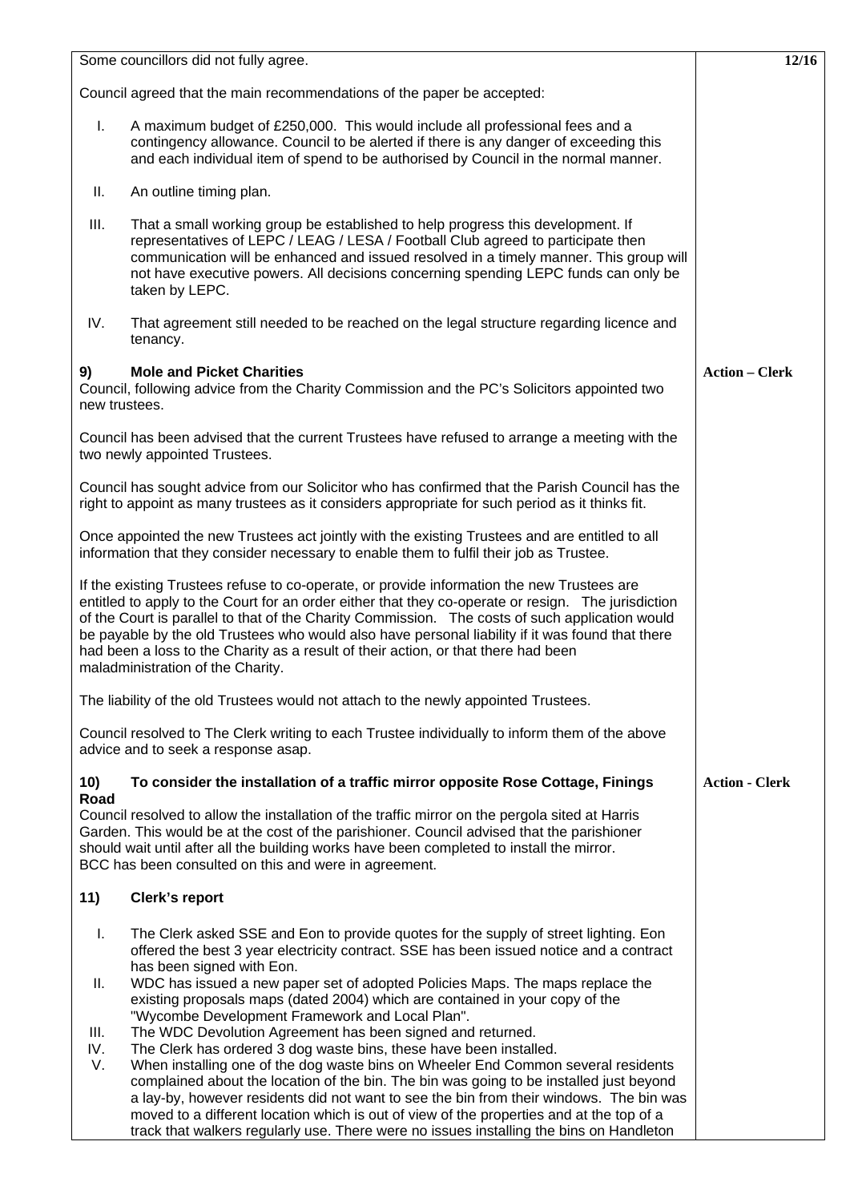Some councillors did not fully agree.

Council agreed that the main recommendations of the paper be accepted:

I. A maximum budget of £250,000. This would include all professional fees and a contingency allowance. Council to be alerted if there is any danger of exceeding this and each individual item of spend to be authorised by Council in the normal manner.

II. An outline timing plan.

III. That a small working group be established to help progress this development. If representatives of LEPC / LEAG / LESA / Football Club agreed to participate then communication will be enhanced and issued resolved in a timely manner. This group will not have executive powers. All decisions concerning spending LEPC funds can only be taken by LEPC.

IV. That agreement still needed to be reached on the legal structure regarding licence and tenancy.

**9) Mole and Picket Charities** — **Action – Clerk**

Council, following advice from the Charity Commission and the PC's Solicitors appointed two new trustees.

Council has been advised that the current Trustees have refused to arrange a meeting with the two newly appointed Trustees.

Council has sought advice from our Solicitor who has confirmed that the Parish Council has the right to appoint as many trustees as it considers appropriate for such period as it thinks fit.

Once appointed the new Trustees act jointly with the existing Trustees and are entitled to all information that they consider necessary to enable them to fulfil their job as Trustee.

If the existing Trustees refuse to co-operate, or provide information the new Trustees are entitled to apply to the Court for an order either that they co-operate or resign. The jurisdiction of the Court is parallel to that of the Charity Commission. The costs of such application would be payable by the old Trustees who would also have personal liability if it was found that there had been a loss to the Charity as a result of their action, or that there had been maladministration of the Charity.

The liability of the old Trustees would not attach to the newly appointed Trustees.

Council resolved to The Clerk writing to each Trustee individually to inform them of the above advice and to seek a response asap.

**10) To consider the installation of a traffic mirror opposite Rose Cottage, Finings Road** — **Action - Clerk**

Council resolved to allow the installation of the traffic mirror on the pergola sited at Harris Garden. This would be at the cost of the parishioner. Council advised that the parishioner should wait until after all the building works have been completed to install the mirror. BCC has been consulted on this and were in agreement.

**11) Clerk's report**

I. The Clerk asked SSE and Eon to provide quotes for the supply of street lighting. Eon offered the best 3 year electricity contract. SSE has been issued notice and a contract has been signed with Eon.
II. WDC has issued a new paper set of adopted Policies Maps. The maps replace the existing proposals maps (dated 2004) which are contained in your copy of the "Wycombe Development Framework and Local Plan".
III. The WDC Devolution Agreement has been signed and returned.
IV. The Clerk has ordered 3 dog waste bins, these have been installed.
V. When installing one of the dog waste bins on Wheeler End Common several residents complained about the location of the bin. The bin was going to be installed just beyond a lay-by, however residents did not want to see the bin from their windows. The bin was moved to a different location which is out of view of the properties and at the top of a track that walkers regularly use. There were no issues installing the bins on Handleton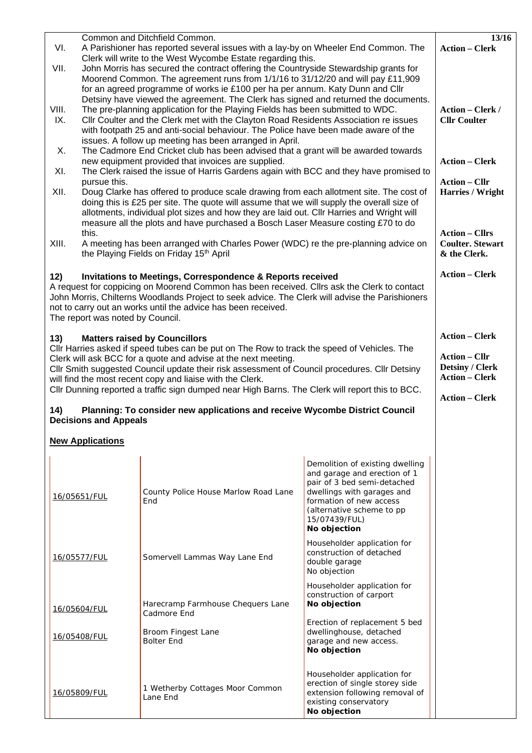Common and Ditchfield Common.

VI. A Parishioner has reported several issues with a lay-by on Wheeler End Common. The Clerk will write to the West Wycombe Estate regarding this. **Action – Clerk**

VII. John Morris has secured the contract offering the Countryside Stewardship grants for Moorend Common. The agreement runs from 1/1/16 to 31/12/20 and will pay £11,909 for an agreed programme of works ie £100 per ha per annum. Katy Dunn and Cllr Detsiny have viewed the agreement. The Clerk has signed and returned the documents.

VIII. The pre-planning application for the Playing Fields has been submitted to WDC. **Action – Clerk / Cllr Coulter**

IX. Cllr Coulter and the Clerk met with the Clayton Road Residents Association re issues with footpath 25 and anti-social behaviour. The Police have been made aware of the issues. A follow up meeting has been arranged in April.

X. The Cadmore End Cricket club has been advised that a grant will be awarded towards new equipment provided that invoices are supplied. **Action – Clerk**

XI. The Clerk raised the issue of Harris Gardens again with BCC and they have promised to pursue this. **Action – Cllr Harries / Wright**

XII. Doug Clarke has offered to produce scale drawing from each allotment site. The cost of doing this is £25 per site. The quote will assume that we will supply the overall size of allotments, individual plot sizes and how they are laid out. Cllr Harries and Wright will measure all the plots and have purchased a Bosch Laser Measure costing £70 to do this. **Action – Cllrs Coulter. Stewart & the Clerk.**

XIII. A meeting has been arranged with Charles Power (WDC) re the pre-planning advice on the Playing Fields on Friday 15th April

**12) Invitations to Meetings, Correspondence & Reports received** **Action – Clerk**

A request for coppicing on Moorend Common has been received. Cllrs ask the Clerk to contact John Morris, Chilterns Woodlands Project to seek advice. The Clerk will advise the Parishioners not to carry out an works until the advice has been received.

The report was noted by Council.

**13) Matters raised by Councillors** **Action – Clerk**

Cllr Harries asked if speed tubes can be put on The Row to track the speed of Vehicles. The Clerk will ask BCC for a quote and advise at the next meeting. **Action – Cllr Detsiny / Clerk**

Cllr Smith suggested Council update their risk assessment of Council procedures. Cllr Detsiny will find the most recent copy and liaise with the Clerk. **Action – Clerk**

Cllr Dunning reported a traffic sign dumped near High Barns. The Clerk will report this to BCC. **Action – Clerk**

**14) Planning: To consider new applications and receive Wycombe District Council Decisions and Appeals**

**New Applications**

| Reference | Address | Details |
|---|---|---|
| 16/05651/FUL | County Police House Marlow Road Lane End | Demolition of existing dwelling and garage and erection of 1 pair of 3 bed semi-detached dwellings with garages and formation of new access (alternative scheme to pp 15/07439/FUL) **No objection** |
| 16/05577/FUL | Somervell Lammas Way Lane End | Householder application for construction of detached double garage No objection |
| 16/05604/FUL | Harecramp Farmhouse Chequers Lane Cadmore End | Householder application for construction of carport **No objection** |
| 16/05408/FUL | Broom Fingest Lane Bolter End | Erection of replacement 5 bed dwellinghouse, detached garage and new access. **No objection** |
| 16/05809/FUL | 1 Wetherby Cottages Moor Common Lane End | Householder application for erection of single storey side extension following removal of existing conservatory **No objection** |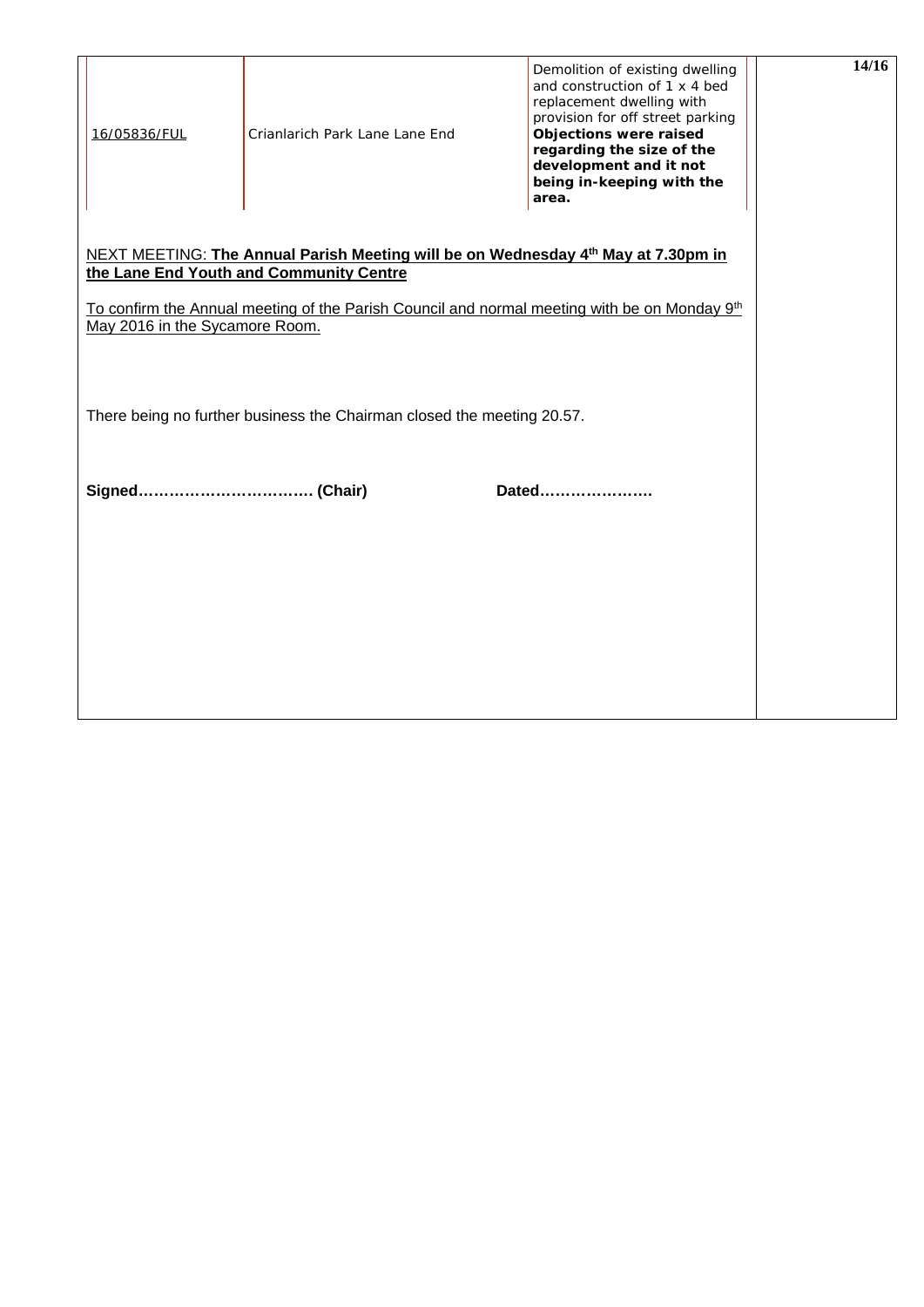| | | |
|---|---|---|
| 16/05836/FUL | Crianlarich Park Lane Lane End | Demolition of existing dwelling and construction of 1 x 4 bed replacement dwelling with provision for off street parking **Objections were raised regarding the size of the development and it not being in-keeping with the area.** |

NEXT MEETING: **The Annual Parish Meeting will be on Wednesday 4th May at 7.30pm in the Lane End Youth and Community Centre**

To confirm the Annual meeting of the Parish Council and normal meeting with be on Monday 9th May 2016 in the Sycamore Room.

There being no further business the Chairman closed the meeting 20.57.

**Signed…………………………… (Chair)** **Dated…………………**